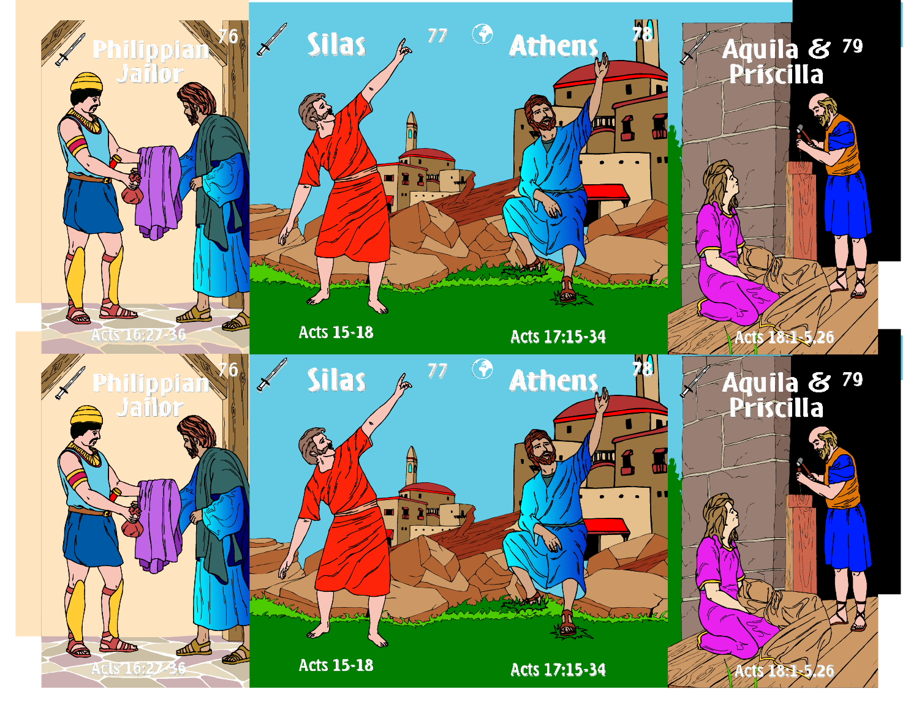Philippian Jailor 76

Acts 16:27-36

Silas 77

Acts 15-18

Athens 78

Acts 17:15-34

Aquila & Priscilla 79

Acts 18:1-5,26

Philippian Jailor 76

Acts 16:27-36

Silas 77

Acts 15-18

Athens 78

Acts 17:15-34

Aquila & Priscilla 79

Acts 18:1-5,26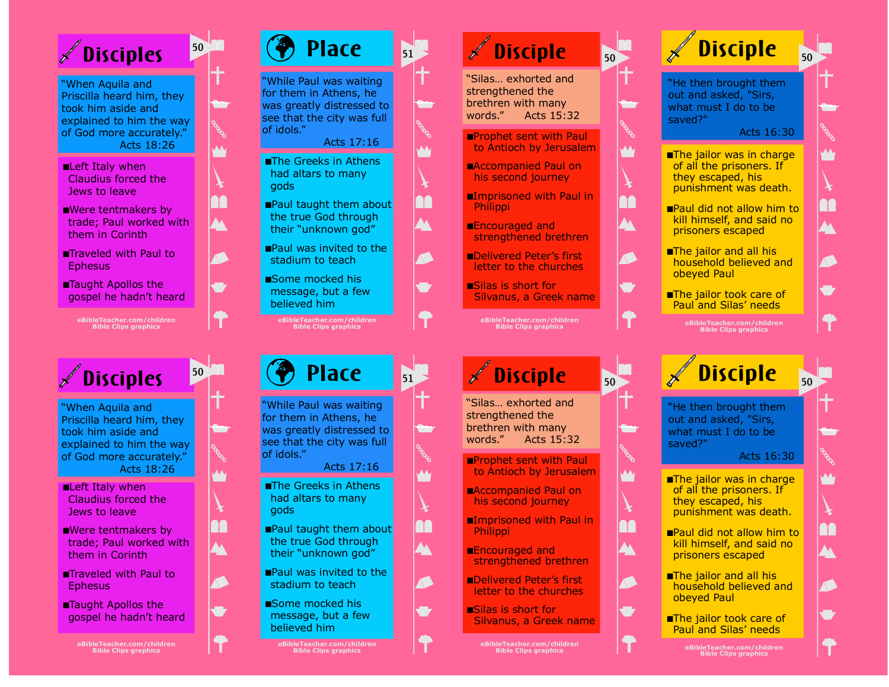## Disciples

50

"When Aquila and Priscilla heard him, they took him aside and explained to him the way of God more accurately."
Acts 18:26

- Left Italy when Claudius forced the Jews to leave
- Were tentmakers by trade; Paul worked with them in Corinth
- Traveled with Paul to Ephesus
- Taught Apollos the gospel he hadn't heard

eBibleTeacher.com/children
Bible Clips graphics

## Place

51

"While Paul was waiting for them in Athens, he was greatly distressed to see that the city was full of idols."
Acts 17:16

- The Greeks in Athens had altars to many gods
- Paul taught them about the true God through their "unknown god"
- Paul was invited to the stadium to teach
- Some mocked his message, but a few believed him

eBibleTeacher.com/children
Bible Clips graphics

## Disciple

50

"Silas… exhorted and strengthened the brethren with many words." Acts 15:32

- Prophet sent with Paul to Antioch by Jerusalem
- Accompanied Paul on his second journey
- Imprisoned with Paul in Philippi
- Encouraged and strengthened brethren
- Delivered Peter's first letter to the churches
- Silas is short for Silvanus, a Greek name

eBibleTeacher.com/children
Bible Clips graphics

## Disciple

50

"He then brought them out and asked, "Sirs, what must I do to be saved?""
Acts 16:30

- The jailor was in charge of all the prisoners. If they escaped, his punishment was death.
- Paul did not allow him to kill himself, and said no prisoners escaped
- The jailor and all his household believed and obeyed Paul
- The jailor took care of Paul and Silas' needs

eBibleTeacher.com/children
Bible Clips graphics

## Disciples

50

"When Aquila and Priscilla heard him, they took him aside and explained to him the way of God more accurately."
Acts 18:26

- Left Italy when Claudius forced the Jews to leave
- Were tentmakers by trade; Paul worked with them in Corinth
- Traveled with Paul to Ephesus
- Taught Apollos the gospel he hadn't heard

eBibleTeacher.com/children
Bible Clips graphics

## Place

51

"While Paul was waiting for them in Athens, he was greatly distressed to see that the city was full of idols."
Acts 17:16

- The Greeks in Athens had altars to many gods
- Paul taught them about the true God through their "unknown god"
- Paul was invited to the stadium to teach
- Some mocked his message, but a few believed him

eBibleTeacher.com/children
Bible Clips graphics

## Disciple

50

"Silas… exhorted and strengthened the brethren with many words." Acts 15:32

- Prophet sent with Paul to Antioch by Jerusalem
- Accompanied Paul on his second journey
- Imprisoned with Paul in Philippi
- Encouraged and strengthened brethren
- Delivered Peter's first letter to the churches
- Silas is short for Silvanus, a Greek name

eBibleTeacher.com/children
Bible Clips graphics

## Disciple

50

"He then brought them out and asked, "Sirs, what must I do to be saved?""
Acts 16:30

- The jailor was in charge of all the prisoners. If they escaped, his punishment was death.
- Paul did not allow him to kill himself, and said no prisoners escaped
- The jailor and all his household believed and obeyed Paul
- The jailor took care of Paul and Silas' needs

eBibleTeacher.com/children
Bible Clips graphics